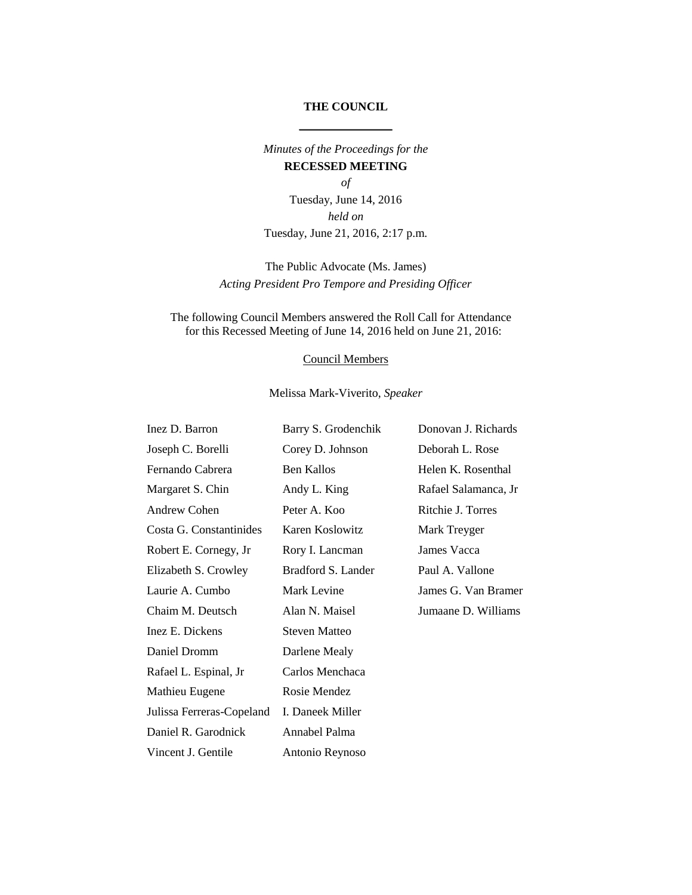**THE COUNCIL**

---

*Minutes of the Proceedings for the*

**RECESSED MEETING**

*of*

Tuesday, June 14, 2016

*held on*

Tuesday, June 21, 2016, 2:17 p.m.

The Public Advocate (Ms. James)

*Acting President Pro Tempore and Presiding Officer*

The following Council Members answered the Roll Call for Attendance for this Recessed Meeting of June 14, 2016 held on June 21, 2016:

Council Members

Melissa Mark-Viverito, *Speaker*

Inez D. Barron
Joseph C. Borelli
Fernando Cabrera
Margaret S. Chin
Andrew Cohen
Costa G. Constantinides
Robert E. Cornegy, Jr
Elizabeth S. Crowley
Laurie A. Cumbo
Chaim M. Deutsch
Inez E. Dickens
Daniel Dromm
Rafael L. Espinal, Jr
Mathieu Eugene
Julissa Ferreras-Copeland
Daniel R. Garodnick
Vincent J. Gentile
Barry S. Grodenchik
Corey D. Johnson
Ben Kallos
Andy L. King
Peter A. Koo
Karen Koslowitz
Rory I. Lancman
Bradford S. Lander
Mark Levine
Alan N. Maisel
Steven Matteo
Darlene Mealy
Carlos Menchaca
Rosie Mendez
I. Daneek Miller
Annabel Palma
Antonio Reynoso
Donovan J. Richards
Deborah L. Rose
Helen K. Rosenthal
Rafael Salamanca, Jr
Ritchie J. Torres
Mark Treyger
James Vacca
Paul A. Vallone
James G. Van Bramer
Jumaane D. Williams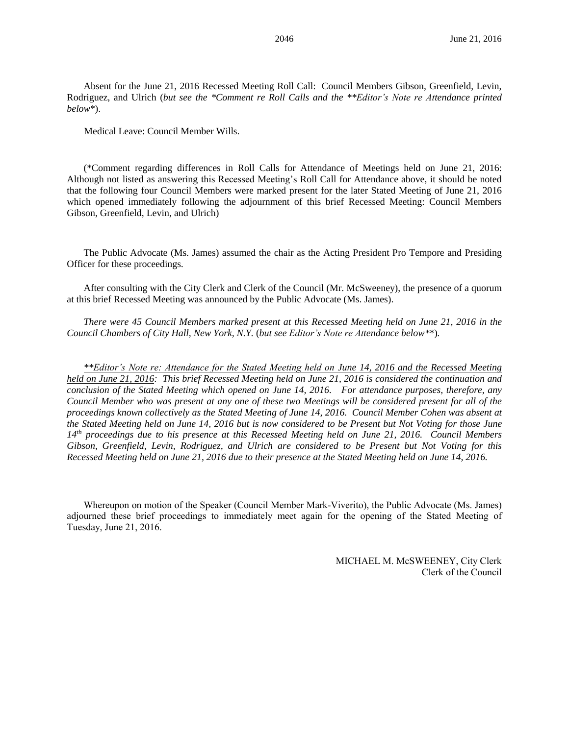Absent for the June 21, 2016 Recessed Meeting Roll Call: Council Members Gibson, Greenfield, Levin, Rodriguez, and Ulrich (*but see the \*Comment re Roll Calls and the \*\*Editor's Note re Attendance printed below\**).

Medical Leave: Council Member Wills.

(*Comment regarding differences in Roll Calls for Attendance of Meetings held on June 21, 2016: Although not listed as answering this Recessed Meeting's Roll Call for Attendance above, it should be noted that the following four Council Members were marked present for the later Stated Meeting of June 21, 2016 which opened immediately following the adjournment of this brief Recessed Meeting: Council Members Gibson, Greenfield, Levin, and Ulrich)

The Public Advocate (Ms. James) assumed the chair as the Acting President Pro Tempore and Presiding Officer for these proceedings.

After consulting with the City Clerk and Clerk of the Council (Mr. McSweeney), the presence of a quorum at this brief Recessed Meeting was announced by the Public Advocate (Ms. James).

*There were 45 Council Members marked present at this Recessed Meeting held on June 21, 2016 in the Council Chambers of City Hall, New York, N.Y.* (*but see Editor's Note re Attendance below\*\**).

*<u>\*\*Editor's Note re: Attendance for the Stated Meeting held on June 14, 2016 and the Recessed Meeting held on June 21, 2016</u>: This brief Recessed Meeting held on June 21, 2016 is considered the continuation and conclusion of the Stated Meeting which opened on June 14, 2016. For attendance purposes, therefore, any Council Member who was present at any one of these two Meetings will be considered present for all of the proceedings known collectively as the Stated Meeting of June 14, 2016. Council Member Cohen was absent at the Stated Meeting held on June 14, 2016 but is now considered to be Present but Not Voting for those June 14th proceedings due to his presence at this Recessed Meeting held on June 21, 2016. Council Members Gibson, Greenfield, Levin, Rodriguez, and Ulrich are considered to be Present but Not Voting for this Recessed Meeting held on June 21, 2016 due to their presence at the Stated Meeting held on June 14, 2016.*

Whereupon on motion of the Speaker (Council Member Mark-Viverito), the Public Advocate (Ms. James) adjourned these brief proceedings to immediately meet again for the opening of the Stated Meeting of Tuesday, June 21, 2016.

MICHAEL M. McSWEENEY, City Clerk
Clerk of the Council